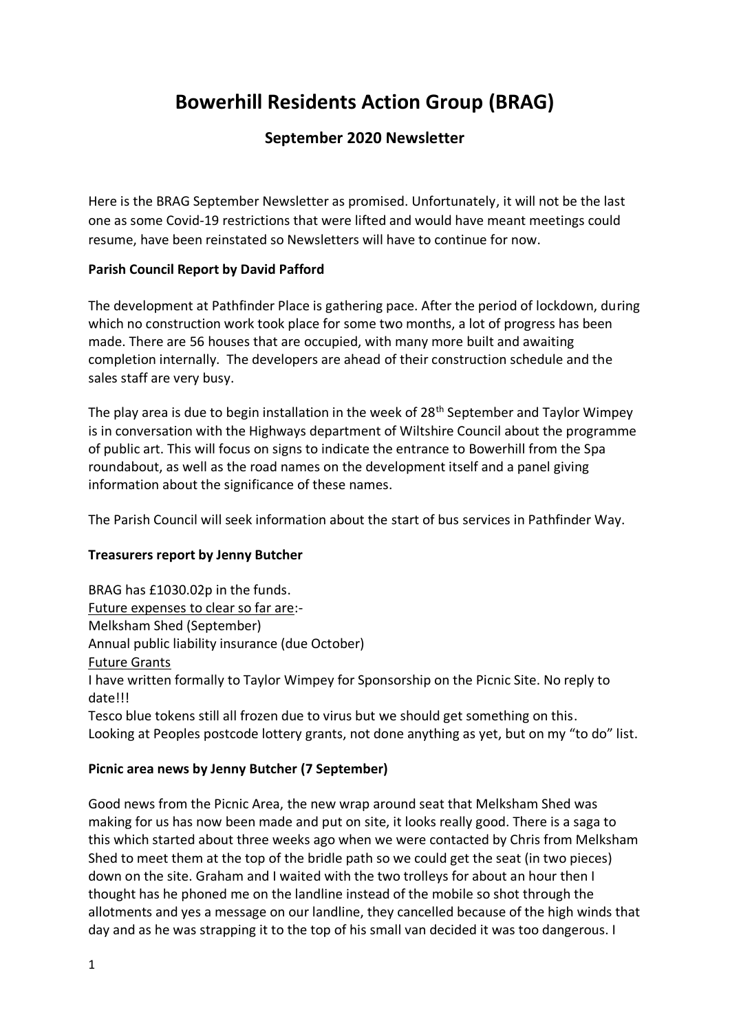# Bowerhill Residents Action Group (BRAG)

## September 2020 Newsletter

Here is the BRAG September Newsletter as promised. Unfortunately, it will not be the last one as some Covid-19 restrictions that were lifted and would have meant meetings could resume, have been reinstated so Newsletters will have to continue for now.

**Parish Council Report by David Pafford**

The development at Pathfinder Place is gathering pace. After the period of lockdown, during which no construction work took place for some two months, a lot of progress has been made. There are 56 houses that are occupied, with many more built and awaiting completion internally. The developers are ahead of their construction schedule and the sales staff are very busy.

The play area is due to begin installation in the week of 28th September and Taylor Wimpey is in conversation with the Highways department of Wiltshire Council about the programme of public art. This will focus on signs to indicate the entrance to Bowerhill from the Spa roundabout, as well as the road names on the development itself and a panel giving information about the significance of these names.

The Parish Council will seek information about the start of bus services in Pathfinder Way.

**Treasurers report by Jenny Butcher**

BRAG has £1030.02p in the funds.
Future expenses to clear so far are:-
Melksham Shed (September)
Annual public liability insurance (due October)
Future Grants
I have written formally to Taylor Wimpey for Sponsorship on the Picnic Site. No reply to date!!!
Tesco blue tokens still all frozen due to virus but we should get something on this.
Looking at Peoples postcode lottery grants, not done anything as yet, but on my "to do" list.

**Picnic area news by Jenny Butcher (7 September)**

Good news from the Picnic Area, the new wrap around seat that Melksham Shed was making for us has now been made and put on site, it looks really good. There is a saga to this which started about three weeks ago when we were contacted by Chris from Melksham Shed to meet them at the top of the bridle path so we could get the seat (in two pieces) down on the site. Graham and I waited with the two trolleys for about an hour then I thought has he phoned me on the landline instead of the mobile so shot through the allotments and yes a message on our landline, they cancelled because of the high winds that day and as he was strapping it to the top of his small van decided it was too dangerous. I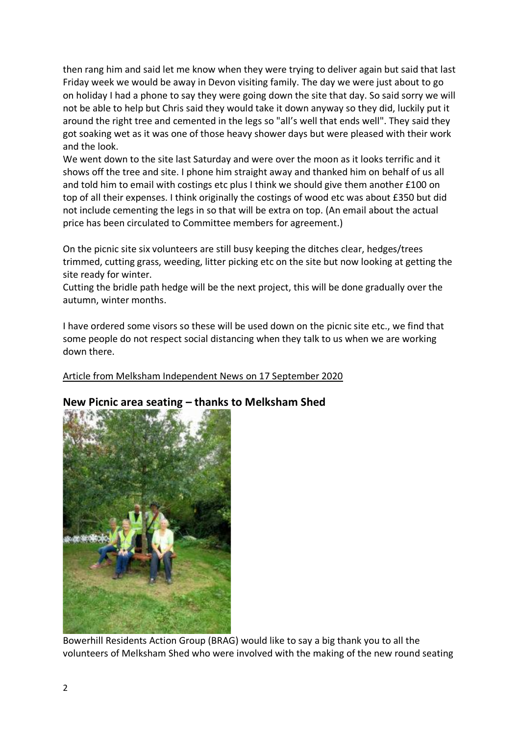then rang him and said let me know when they were trying to deliver again but said that last Friday week we would be away in Devon visiting family. The day we were just about to go on holiday I had a phone to say they were going down the site that day. So said sorry we will not be able to help but Chris said they would take it down anyway so they did, luckily put it around the right tree and cemented in the legs so "all's well that ends well". They said they got soaking wet as it was one of those heavy shower days but were pleased with their work and the look.
We went down to the site last Saturday and were over the moon as it looks terrific and it shows off the tree and site. I phone him straight away and thanked him on behalf of us all and told him to email with costings etc plus I think we should give them another £100 on top of all their expenses. I think originally the costings of wood etc was about £350 but did not include cementing the legs in so that will be extra on top. (An email about the actual price has been circulated to Committee members for agreement.)

On the picnic site six volunteers are still busy keeping the ditches clear, hedges/trees trimmed, cutting grass, weeding, litter picking etc on the site but now looking at getting the site ready for winter.
Cutting the bridle path hedge will be the next project, this will be done gradually over the autumn, winter months.

I have ordered some visors so these will be used down on the picnic site etc., we find that some people do not respect social distancing when they talk to us when we are working down there.

Article from Melksham Independent News on 17 September 2020

## New Picnic area seating – thanks to Melksham Shed

Bowerhill Residents Action Group (BRAG) would like to say a big thank you to all the volunteers of Melksham Shed who were involved with the making of the new round seating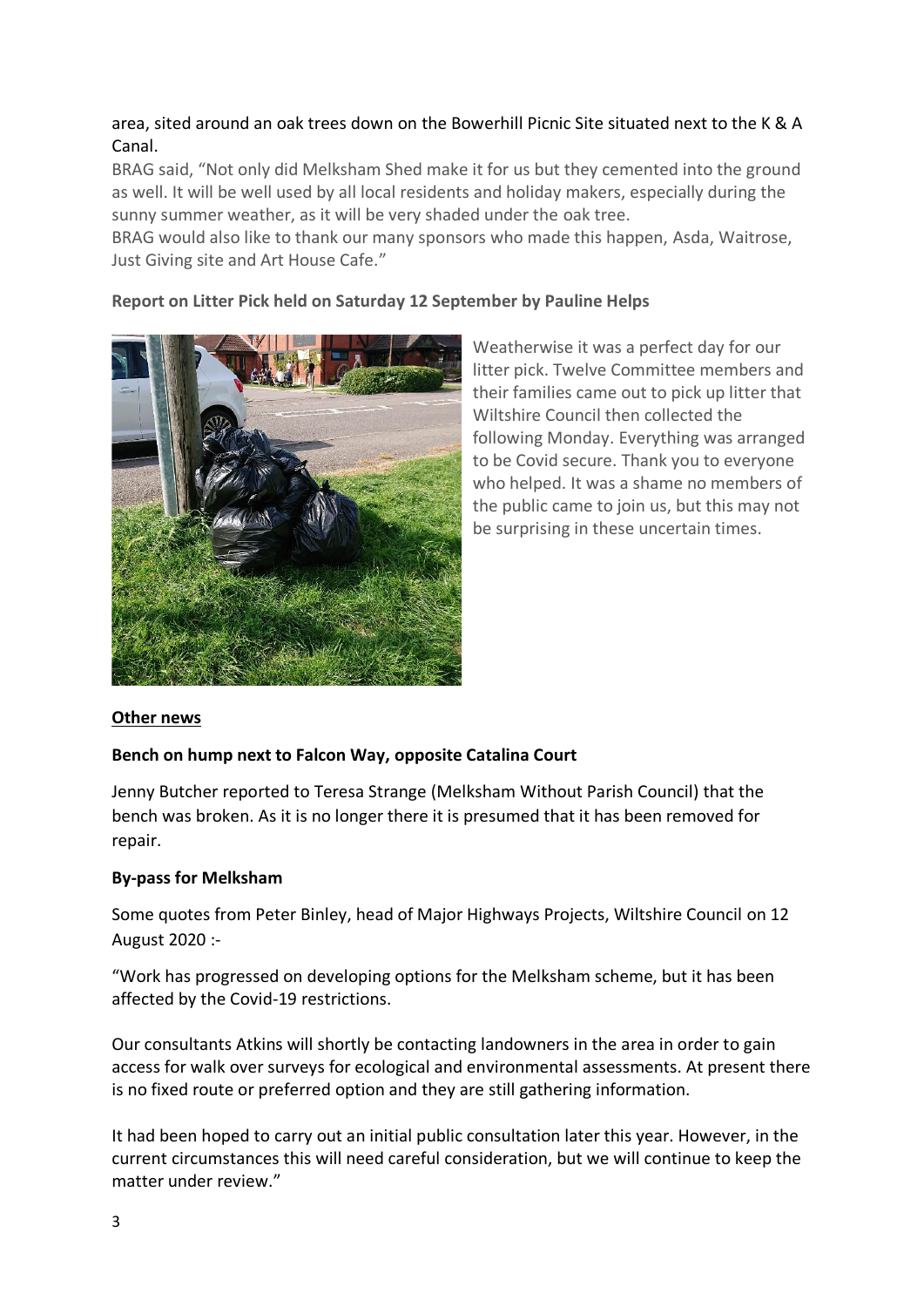area, sited around an oak trees down on the Bowerhill Picnic Site situated next to the K & A Canal.

BRAG said, "Not only did Melksham Shed make it for us but they cemented into the ground as well. It will be well used by all local residents and holiday makers, especially during the sunny summer weather, as it will be very shaded under the oak tree.

BRAG would also like to thank our many sponsors who made this happen, Asda, Waitrose, Just Giving site and Art House Cafe."

**Report on Litter Pick held on Saturday 12 September by Pauline Helps**

Weatherwise it was a perfect day for our litter pick. Twelve Committee members and their families came out to pick up litter that Wiltshire Council then collected the following Monday. Everything was arranged to be Covid secure. Thank you to everyone who helped. It was a shame no members of the public came to join us, but this may not be surprising in these uncertain times.

## Other news

**Bench on hump next to Falcon Way, opposite Catalina Court**

Jenny Butcher reported to Teresa Strange (Melksham Without Parish Council) that the bench was broken. As it is no longer there it is presumed that it has been removed for repair.

**By-pass for Melksham**

Some quotes from Peter Binley, head of Major Highways Projects, Wiltshire Council on 12 August 2020 :-

"Work has progressed on developing options for the Melksham scheme, but it has been affected by the Covid-19 restrictions.

Our consultants Atkins will shortly be contacting landowners in the area in order to gain access for walk over surveys for ecological and environmental assessments. At present there is no fixed route or preferred option and they are still gathering information.

It had been hoped to carry out an initial public consultation later this year. However, in the current circumstances this will need careful consideration, but we will continue to keep the matter under review."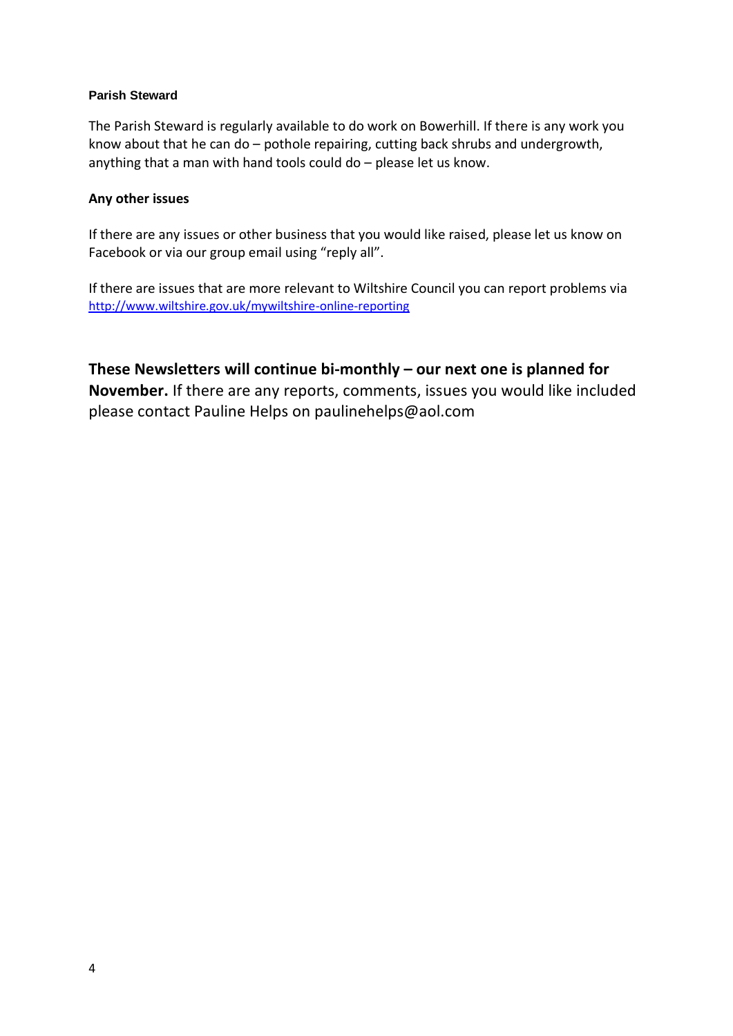### Parish Steward

The Parish Steward is regularly available to do work on Bowerhill. If there is any work you know about that he can do – pothole repairing, cutting back shrubs and undergrowth, anything that a man with hand tools could do – please let us know.

### Any other issues

If there are any issues or other business that you would like raised, please let us know on Facebook or via our group email using "reply all".

If there are issues that are more relevant to Wiltshire Council you can report problems via http://www.wiltshire.gov.uk/mywiltshire-online-reporting

**These Newsletters will continue bi-monthly – our next one is planned for November.** If there are any reports, comments, issues you would like included please contact Pauline Helps on paulinehelps@aol.com